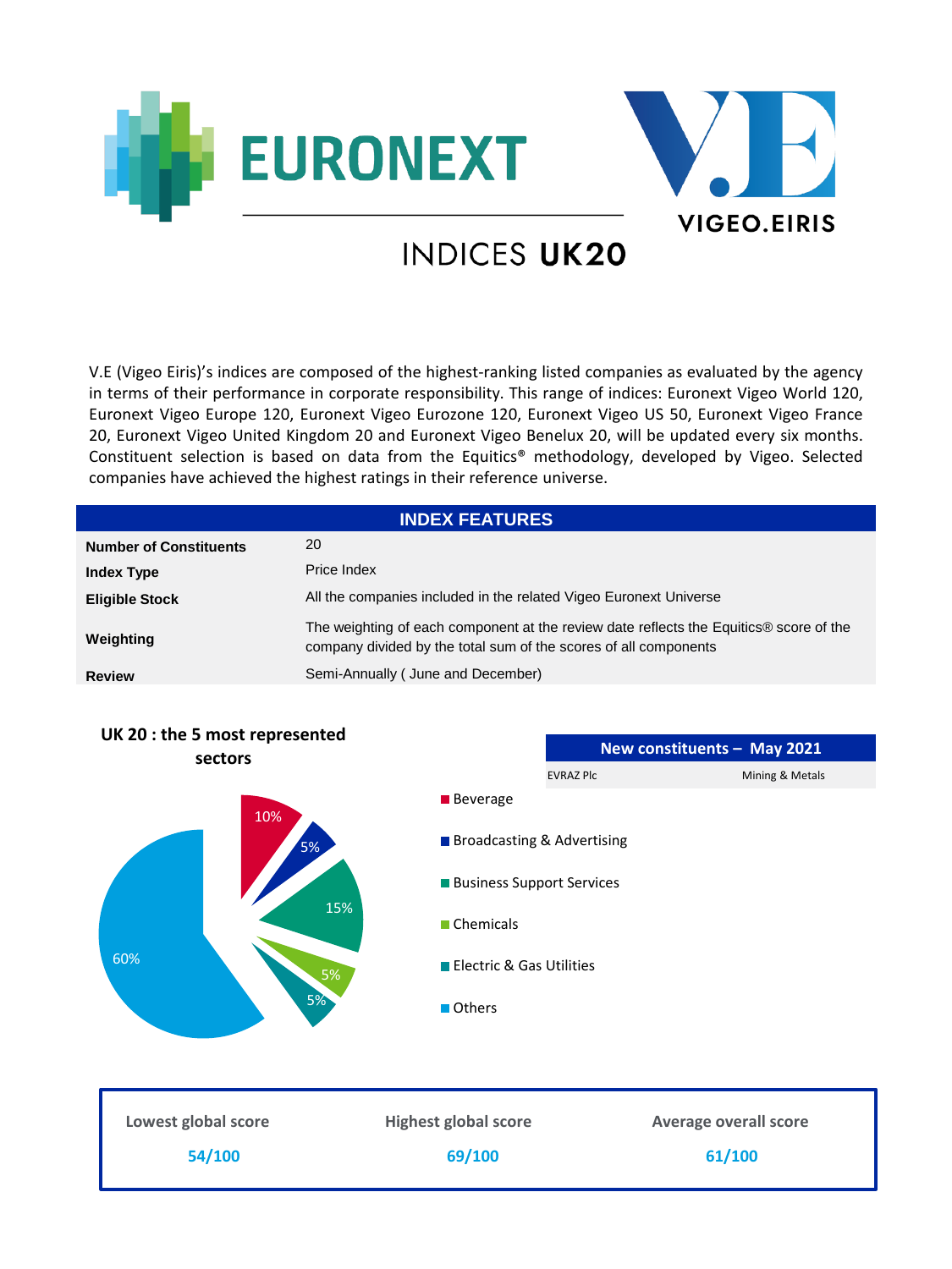# EURONEXT — VIGEO.EIRIS

## INDICES **UK20**

V.E (Vigeo Eiris)'s indices are composed of the highest-ranking listed companies as evaluated by the agency in terms of their performance in corporate responsibility. This range of indices: Euronext Vigeo World 120, Euronext Vigeo Europe 120, Euronext Vigeo Eurozone 120, Euronext Vigeo US 50, Euronext Vigeo France 20, Euronext Vigeo United Kingdom 20 and Euronext Vigeo Benelux 20, will be updated every six months. Constituent selection is based on data from the Equitics® methodology, developed by Vigeo. Selected companies have achieved the highest ratings in their reference universe.

| INDEX FEATURES | |
|---|---|
| **Number of Constituents** | 20 |
| **Index Type** | Price Index |
| **Eligible Stock** | All the companies included in the related Vigeo Euronext Universe |
| **Weighting** | The weighting of each component at the review date reflects the Equitics® score of the company divided by the total sum of the scores of all components |
| **Review** | Semi-Annually ( June and December) |

**UK 20 : the 5 most represented sectors**

| Sector | Share |
|---|---|
| Beverage | 10% |
| Broadcasting & Advertising | 5% |
| Business Support Services | 15% |
| Chemicals | 5% |
| Electric & Gas Utilities | 5% |
| Others | 60% |

| New constituents – May 2021 | |
|---|---|
| EVRAZ Plc | Mining & Metals |

| Lowest global score | Highest global score | Average overall score |
|---|---|---|
| 54/100 | 69/100 | 61/100 |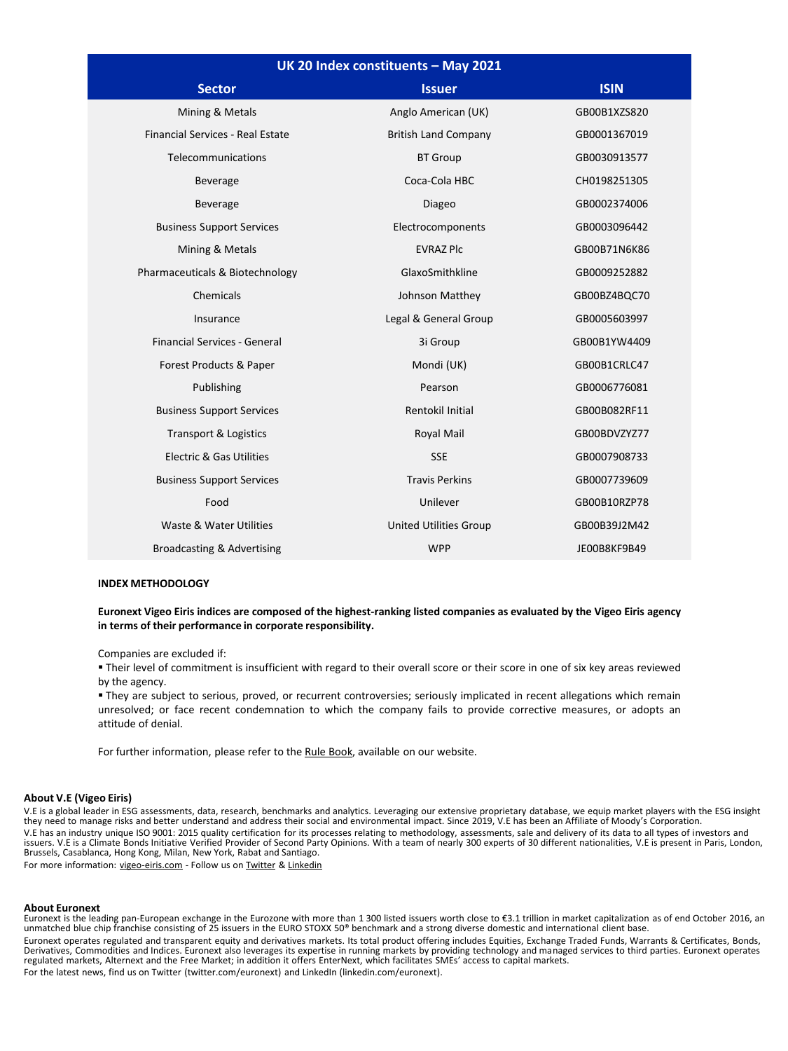| UK 20 Index constituents – May 2021 | | |
|---|---|---|
| **Sector** | **Issuer** | **ISIN** |
| Mining & Metals | Anglo American (UK) | GB00B1XZS820 |
| Financial Services - Real Estate | British Land Company | GB0001367019 |
| Telecommunications | BT Group | GB0030913577 |
| Beverage | Coca-Cola HBC | CH0198251305 |
| Beverage | Diageo | GB0002374006 |
| Business Support Services | Electrocomponents | GB0003096442 |
| Mining & Metals | EVRAZ Plc | GB00B71N6K86 |
| Pharmaceuticals & Biotechnology | GlaxoSmithkline | GB0009252882 |
| Chemicals | Johnson Matthey | GB00BZ4BQC70 |
| Insurance | Legal & General Group | GB0005603997 |
| Financial Services - General | 3i Group | GB00B1YW4409 |
| Forest Products & Paper | Mondi (UK) | GB00B1CRLC47 |
| Publishing | Pearson | GB0006776081 |
| Business Support Services | Rentokil Initial | GB00B082RF11 |
| Transport & Logistics | Royal Mail | GB00BDVZYZ77 |
| Electric & Gas Utilities | SSE | GB0007908733 |
| Business Support Services | Travis Perkins | GB0007739609 |
| Food | Unilever | GB00B10RZP78 |
| Waste & Water Utilities | United Utilities Group | GB00B39J2M42 |
| Broadcasting & Advertising | WPP | JE00B8KF9B49 |

**INDEX METHODOLOGY**

**Euronext Vigeo Eiris indices are composed of the highest-ranking listed companies as evaluated by the Vigeo Eiris agency in terms of their performance in corporate responsibility.**

Companies are excluded if:

- Their level of commitment is insufficient with regard to their overall score or their score in one of six key areas reviewed by the agency.
- They are subject to serious, proved, or recurrent controversies; seriously implicated in recent allegations which remain unresolved; or face recent condemnation to which the company fails to provide corrective measures, or adopts an attitude of denial.

For further information, please refer to the Rule Book, available on our website.

**About V.E (Vigeo Eiris)**

V.E is a global leader in ESG assessments, data, research, benchmarks and analytics. Leveraging our extensive proprietary database, we equip market players with the ESG insight they need to manage risks and better understand and address their social and environmental impact. Since 2019, V.E has been an Affiliate of Moody's Corporation.

V.E has an industry unique ISO 9001: 2015 quality certification for its processes relating to methodology, assessments, sale and delivery of its data to all types of investors and issuers. V.E is a Climate Bonds Initiative Verified Provider of Second Party Opinions. With a team of nearly 300 experts of 30 different nationalities, V.E is present in Paris, London, Brussels, Casablanca, Hong Kong, Milan, New York, Rabat and Santiago.

For more information: vigeo-eiris.com - Follow us on Twitter & Linkedin

**About Euronext**

Euronext is the leading pan-European exchange in the Eurozone with more than 1 300 listed issuers worth close to €3.1 trillion in market capitalization as of end October 2016, an unmatched blue chip franchise consisting of 25 issuers in the EURO STOXX 50® benchmark and a strong diverse domestic and international client base.

Euronext operates regulated and transparent equity and derivatives markets. Its total product offering includes Equities, Exchange Traded Funds, Warrants & Certificates, Bonds, Derivatives, Commodities and Indices. Euronext also leverages its expertise in running markets by providing technology and managed services to third parties. Euronext operates regulated markets, Alternext and the Free Market; in addition it offers EnterNext, which facilitates SMEs' access to capital markets.

For the latest news, find us on Twitter (twitter.com/euronext) and LinkedIn (linkedin.com/euronext).